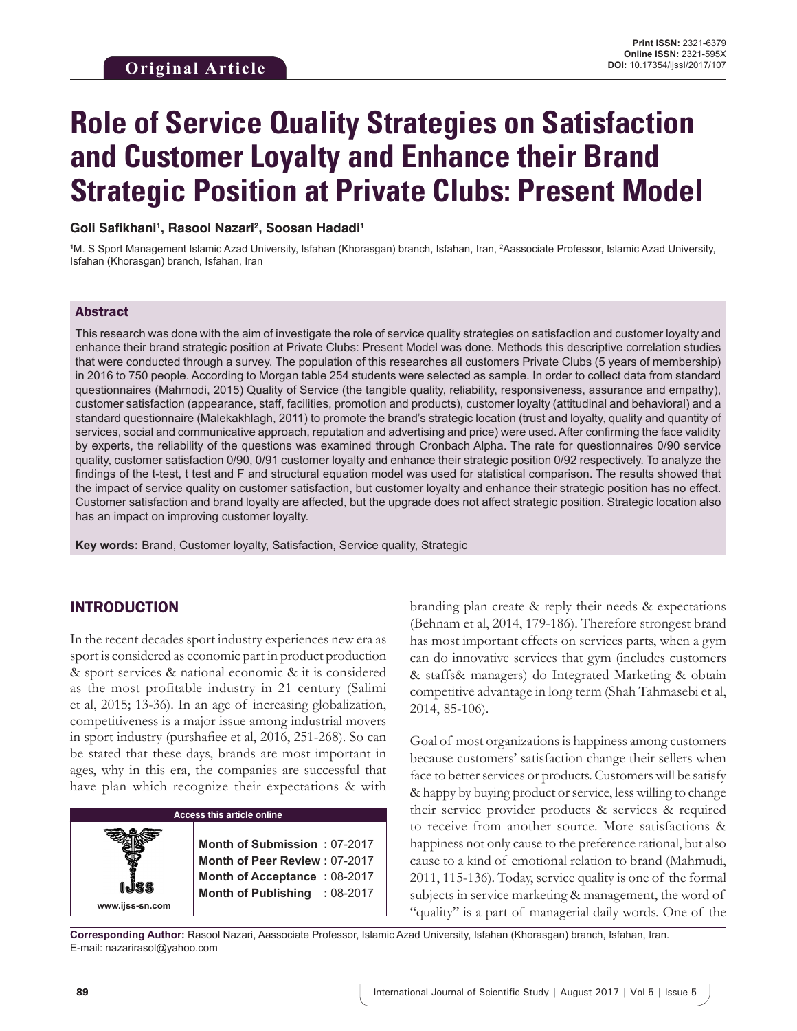Original Article

Print ISSN: 2321-6379
Online ISSN: 2321-595X
DOI: 10.17354/ijssI/2017/107

# Role of Service Quality Strategies on Satisfaction and Customer Loyalty and Enhance their Brand Strategic Position at Private Clubs: Present Model

**Goli Safikhani[1], Rasool Nazari[2], Soosan Hadadi[1]**

[1]M. S Sport Management Islamic Azad University, Isfahan (Khorasgan) branch, Isfahan, Iran, [2]Aassociate Professor, Islamic Azad University, Isfahan (Khorasgan) branch, Isfahan, Iran

## Abstract

This research was done with the aim of investigate the role of service quality strategies on satisfaction and customer loyalty and enhance their brand strategic position at Private Clubs: Present Model was done. Methods this descriptive correlation studies that were conducted through a survey. The population of this researches all customers Private Clubs (5 years of membership) in 2016 to 750 people. According to Morgan table 254 students were selected as sample. In order to collect data from standard questionnaires (Mahmodi, 2015) Quality of Service (the tangible quality, reliability, responsiveness, assurance and empathy), customer satisfaction (appearance, staff, facilities, promotion and products), customer loyalty (attitudinal and behavioral) and a standard questionnaire (Malekakhlagh, 2011) to promote the brand's strategic location (trust and loyalty, quality and quantity of services, social and communicative approach, reputation and advertising and price) were used. After confirming the face validity by experts, the reliability of the questions was examined through Cronbach Alpha. The rate for questionnaires 0/90 service quality, customer satisfaction 0/90, 0/91 customer loyalty and enhance their strategic position 0/92 respectively. To analyze the findings of the t-test, t test and F and structural equation model was used for statistical comparison. The results showed that the impact of service quality on customer satisfaction, but customer loyalty and enhance their strategic position has no effect. Customer satisfaction and brand loyalty are affected, but the upgrade does not affect strategic position. Strategic location also has an impact on improving customer loyalty.

**Key words:** Brand, Customer loyalty, Satisfaction, Service quality, Strategic

## INTRODUCTION

In the recent decades sport industry experiences new era as sport is considered as economic part in product production & sport services & national economic & it is considered as the most profitable industry in 21 century (Salimi et al, 2015; 13-36). In an age of increasing globalization, competitiveness is a major issue among industrial movers in sport industry (purshafiee et al, 2016, 251-268). So can be stated that these days, brands are most important in ages, why in this era, the companies are successful that have plan which recognize their expectations & with branding plan create & reply their needs & expectations (Behnam et al, 2014, 179-186). Therefore strongest brand has most important effects on services parts, when a gym can do innovative services that gym (includes customers & staffs& managers) do Integrated Marketing & obtain competitive advantage in long term (Shah Tahmasebi et al, 2014, 85-106).

| Access this article online | |
|---|---|
| www.ijss-sn.com | **Month of Submission :** 07-2017<br>**Month of Peer Review :** 07-2017<br>**Month of Acceptance :** 08-2017<br>**Month of Publishing :** 08-2017 |

Goal of most organizations is happiness among customers because customers' satisfaction change their sellers when face to better services or products. Customers will be satisfy & happy by buying product or service, less willing to change their service provider products & services & required to receive from another source. More satisfactions & happiness not only cause to the preference rational, but also cause to a kind of emotional relation to brand (Mahmudi, 2011, 115-136). Today, service quality is one of the formal subjects in service marketing & management, the word of "quality" is a part of managerial daily words. One of the

**Corresponding Author:** Rasool Nazari, Aassociate Professor, Islamic Azad University, Isfahan (Khorasgan) branch, Isfahan, Iran. E-mail: nazarirasol@yahoo.com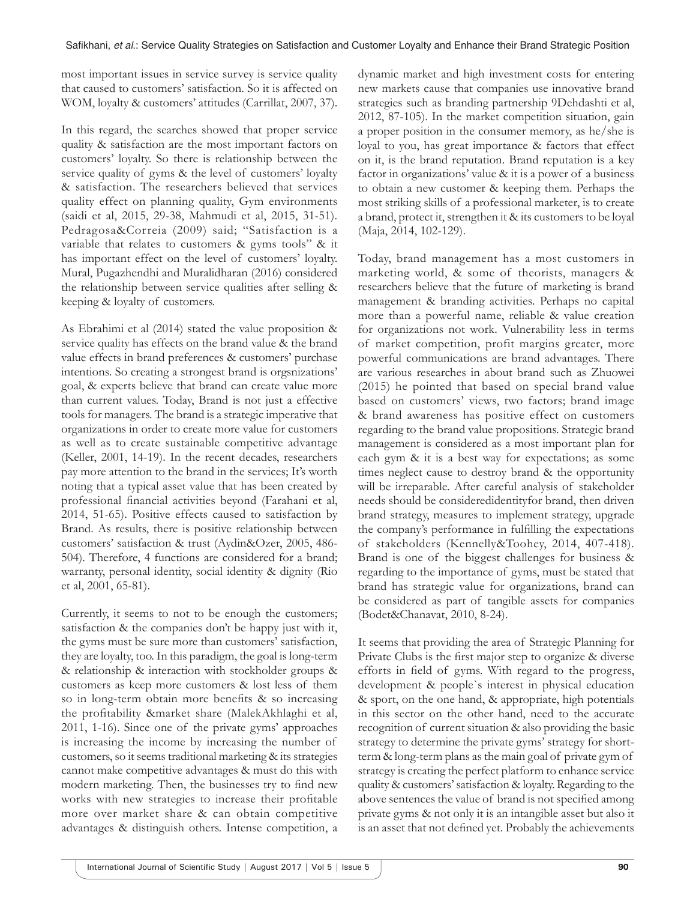most important issues in service survey is service quality that caused to customers' satisfaction. So it is affected on WOM, loyalty & customers' attitudes (Carrillat, 2007, 37).

In this regard, the searches showed that proper service quality & satisfaction are the most important factors on customers' loyalty. So there is relationship between the service quality of gyms & the level of customers' loyalty & satisfaction. The researchers believed that services quality effect on planning quality, Gym environments (saidi et al, 2015, 29-38, Mahmudi et al, 2015, 31-51). Pedragosa&Correia (2009) said; "Satisfaction is a variable that relates to customers & gyms tools" & it has important effect on the level of customers' loyalty. Mural, Pugazhendhi and Muralidharan (2016) considered the relationship between service qualities after selling & keeping & loyalty of customers.

As Ebrahimi et al (2014) stated the value proposition & service quality has effects on the brand value & the brand value effects in brand preferences & customers' purchase intentions. So creating a strongest brand is orgsnizations' goal, & experts believe that brand can create value more than current values. Today, Brand is not just a effective tools for managers. The brand is a strategic imperative that organizations in order to create more value for customers as well as to create sustainable competitive advantage (Keller, 2001, 14-19). In the recent decades, researchers pay more attention to the brand in the services; It's worth noting that a typical asset value that has been created by professional financial activities beyond (Farahani et al, 2014, 51-65). Positive effects caused to satisfaction by Brand. As results, there is positive relationship between customers' satisfaction & trust (Aydin&Ozer, 2005, 486-504). Therefore, 4 functions are considered for a brand; warranty, personal identity, social identity & dignity (Rio et al, 2001, 65-81).

Currently, it seems to not to be enough the customers; satisfaction & the companies don't be happy just with it, the gyms must be sure more than customers' satisfaction, they are loyalty, too. In this paradigm, the goal is long-term & relationship & interaction with stockholder groups & customers as keep more customers & lost less of them so in long-term obtain more benefits & so increasing the profitability &market share (MalekAkhlaghi et al, 2011, 1-16). Since one of the private gyms' approaches is increasing the income by increasing the number of customers, so it seems traditional marketing & its strategies cannot make competitive advantages & must do this with modern marketing. Then, the businesses try to find new works with new strategies to increase their profitable more over market share & can obtain competitive advantages & distinguish others. Intense competition, a dynamic market and high investment costs for entering new markets cause that companies use innovative brand strategies such as branding partnership 9Dehdashti et al, 2012, 87-105). In the market competition situation, gain a proper position in the consumer memory, as he/she is loyal to you, has great importance & factors that effect on it, is the brand reputation. Brand reputation is a key factor in organizations' value & it is a power of a business to obtain a new customer & keeping them. Perhaps the most striking skills of a professional marketer, is to create a brand, protect it, strengthen it & its customers to be loyal (Maja, 2014, 102-129).

Today, brand management has a most customers in marketing world, & some of theorists, managers & researchers believe that the future of marketing is brand management & branding activities. Perhaps no capital more than a powerful name, reliable & value creation for organizations not work. Vulnerability less in terms of market competition, profit margins greater, more powerful communications are brand advantages. There are various researches in about brand such as Zhuowei (2015) he pointed that based on special brand value based on customers' views, two factors; brand image & brand awareness has positive effect on customers regarding to the brand value propositions. Strategic brand management is considered as a most important plan for each gym & it is a best way for expectations; as some times neglect cause to destroy brand & the opportunity will be irreparable. After careful analysis of stakeholder needs should be consideredidentityfor brand, then driven brand strategy, measures to implement strategy, upgrade the company's performance in fulfilling the expectations of stakeholders (Kennelly&Toohey, 2014, 407-418). Brand is one of the biggest challenges for business & regarding to the importance of gyms, must be stated that brand has strategic value for organizations, brand can be considered as part of tangible assets for companies (Bodet&Chanavat, 2010, 8-24).

It seems that providing the area of Strategic Planning for Private Clubs is the first major step to organize & diverse efforts in field of gyms. With regard to the progress, development & people`s interest in physical education & sport, on the one hand, & appropriate, high potentials in this sector on the other hand, need to the accurate recognition of current situation & also providing the basic strategy to determine the private gyms' strategy for short-term & long-term plans as the main goal of private gym of strategy is creating the perfect platform to enhance service quality & customers' satisfaction & loyalty. Regarding to the above sentences the value of brand is not specified among private gyms & not only it is an intangible asset but also it is an asset that not defined yet. Probably the achievements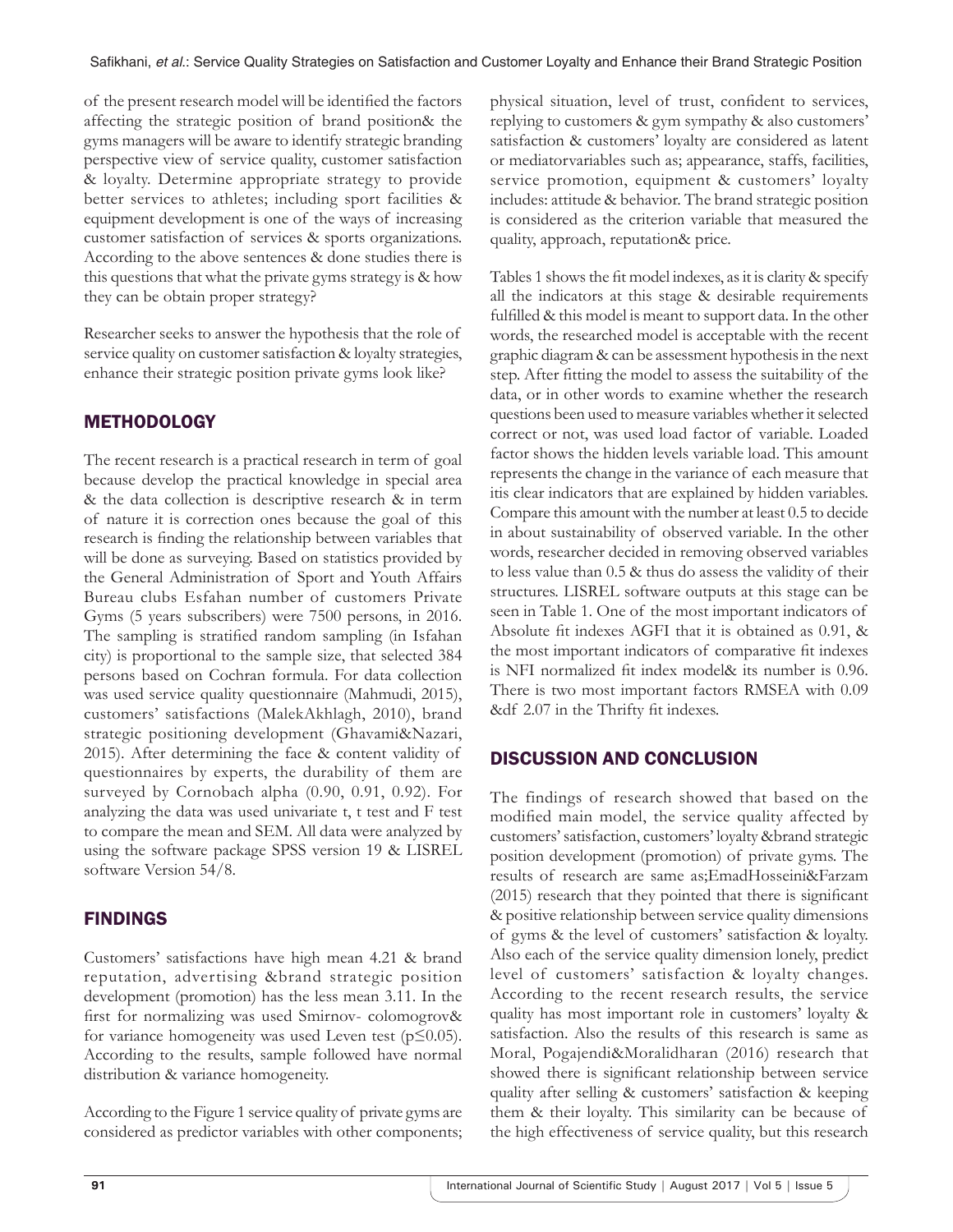of the present research model will be identified the factors affecting the strategic position of brand position& the gyms managers will be aware to identify strategic branding perspective view of service quality, customer satisfaction & loyalty. Determine appropriate strategy to provide better services to athletes; including sport facilities & equipment development is one of the ways of increasing customer satisfaction of services & sports organizations. According to the above sentences & done studies there is this questions that what the private gyms strategy is & how they can be obtain proper strategy?

Researcher seeks to answer the hypothesis that the role of service quality on customer satisfaction & loyalty strategies, enhance their strategic position private gyms look like?

## METHODOLOGY

The recent research is a practical research in term of goal because develop the practical knowledge in special area & the data collection is descriptive research & in term of nature it is correction ones because the goal of this research is finding the relationship between variables that will be done as surveying. Based on statistics provided by the General Administration of Sport and Youth Affairs Bureau clubs Esfahan number of customers Private Gyms (5 years subscribers) were 7500 persons, in 2016. The sampling is stratified random sampling (in Isfahan city) is proportional to the sample size, that selected 384 persons based on Cochran formula. For data collection was used service quality questionnaire (Mahmudi, 2015), customers' satisfactions (MalekAkhlagh, 2010), brand strategic positioning development (Ghavami&Nazari, 2015). After determining the face & content validity of questionnaires by experts, the durability of them are surveyed by Cornobach alpha (0.90, 0.91, 0.92). For analyzing the data was used univariate t, t test and F test to compare the mean and SEM. All data were analyzed by using the software package SPSS version 19 & LISREL software Version 54/8.

## FINDINGS

Customers' satisfactions have high mean 4.21 & brand reputation, advertising &brand strategic position development (promotion) has the less mean 3.11. In the first for normalizing was used Smirnov- colomogrov& for variance homogeneity was used Leven test ($p \leq 0.05$). According to the results, sample followed have normal distribution & variance homogeneity.

According to the Figure 1 service quality of private gyms are considered as predictor variables with other components; physical situation, level of trust, confident to services, replying to customers & gym sympathy & also customers' satisfaction & customers' loyalty are considered as latent or mediatorvariables such as; appearance, staffs, facilities, service promotion, equipment & customers' loyalty includes: attitude & behavior. The brand strategic position is considered as the criterion variable that measured the quality, approach, reputation& price.

Tables 1 shows the fit model indexes, as it is clarity & specify all the indicators at this stage & desirable requirements fulfilled & this model is meant to support data. In the other words, the researched model is acceptable with the recent graphic diagram & can be assessment hypothesis in the next step. After fitting the model to assess the suitability of the data, or in other words to examine whether the research questions been used to measure variables whether it selected correct or not, was used load factor of variable. Loaded factor shows the hidden levels variable load. This amount represents the change in the variance of each measure that itis clear indicators that are explained by hidden variables. Compare this amount with the number at least 0.5 to decide in about sustainability of observed variable. In the other words, researcher decided in removing observed variables to less value than 0.5 & thus do assess the validity of their structures. LISREL software outputs at this stage can be seen in Table 1. One of the most important indicators of Absolute fit indexes AGFI that it is obtained as 0.91, & the most important indicators of comparative fit indexes is NFI normalized fit index model& its number is 0.96. There is two most important factors RMSEA with 0.09 &df 2.07 in the Thrifty fit indexes.

## DISCUSSION AND CONCLUSION

The findings of research showed that based on the modified main model, the service quality affected by customers' satisfaction, customers' loyalty &brand strategic position development (promotion) of private gyms. The results of research are same as;EmadHosseini&Farzam (2015) research that they pointed that there is significant & positive relationship between service quality dimensions of gyms & the level of customers' satisfaction & loyalty. Also each of the service quality dimension lonely, predict level of customers' satisfaction & loyalty changes. According to the recent research results, the service quality has most important role in customers' loyalty & satisfaction. Also the results of this research is same as Moral, Pogajendi&Moralidharan (2016) research that showed there is significant relationship between service quality after selling & customers' satisfaction & keeping them & their loyalty. This similarity can be because of the high effectiveness of service quality, but this research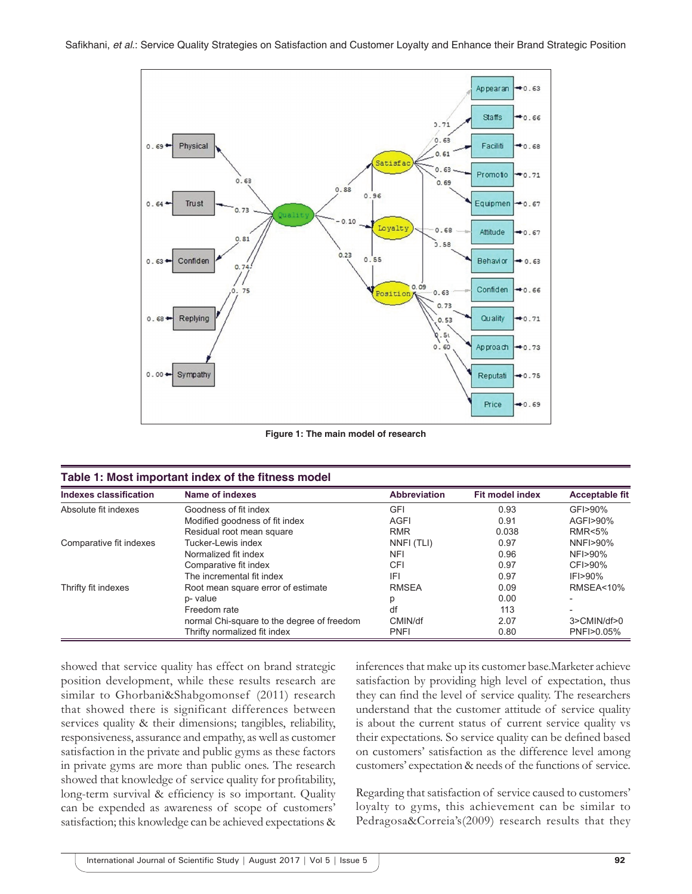Figure 1: The main model of research

**Table 1: Most important index of the fitness model**

| Indexes classification | Name of indexes | Abbreviation | Fit model index | Acceptable fit |
|---|---|---|---|---|
| Absolute fit indexes | Goodness of fit index | GFI | 0.93 | GFI>90% |
| | Modified goodness of fit index | AGFI | 0.91 | AGFI>90% |
| | Residual root mean square | RMR | 0.038 | RMR<5% |
| Comparative fit indexes | Tucker-Lewis index | NNFI (TLI) | 0.97 | NNFI>90% |
| | Normalized fit index | NFI | 0.96 | NFI>90% |
| | Comparative fit index | CFI | 0.97 | CFI>90% |
| | The incremental fit index | IFI | 0.97 | IFI>90% |
| Thrifty fit indexes | Root mean square error of estimate | RMSEA | 0.09 | RMSEA<10% |
| | p- value | p | 0.00 | - |
| | Freedom rate | df | 113 | - |
| | normal Chi-square to the degree of freedom | CMIN/df | 2.07 | 3>CMIN/df>0 |
| | Thrifty normalized fit index | PNFI | 0.80 | PNFI>0.05% |

showed that service quality has effect on brand strategic position development, while these results research are similar to Ghorbani&Shabgomonsef (2011) research that showed there is significant differences between services quality & their dimensions; tangibles, reliability, responsiveness, assurance and empathy, as well as customer satisfaction in the private and public gyms as these factors in private gyms are more than public ones. The research showed that knowledge of service quality for profitability, long-term survival & efficiency is so important. Quality can be expended as awareness of scope of customers' satisfaction; this knowledge can be achieved expectations & inferences that make up its customer base.Marketer achieve satisfaction by providing high level of expectation, thus they can find the level of service quality. The researchers understand that the customer attitude of service quality is about the current status of current service quality vs their expectations. So service quality can be defined based on customers' satisfaction as the difference level among customers' expectation & needs of the functions of service.

Regarding that satisfaction of service caused to customers' loyalty to gyms, this achievement can be similar to Pedragosa&Correia's(2009) research results that they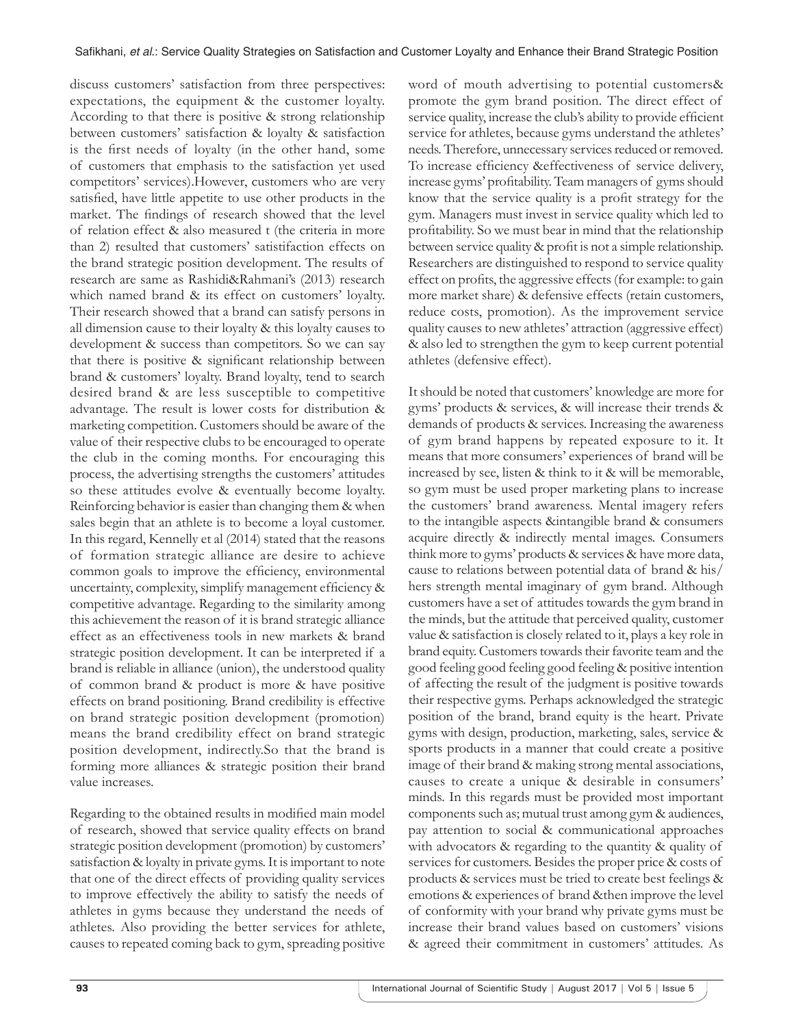discuss customers' satisfaction from three perspectives: expectations, the equipment & the customer loyalty. According to that there is positive & strong relationship between customers' satisfaction & loyalty & satisfaction is the first needs of loyalty (in the other hand, some of customers that emphasis to the satisfaction yet used competitors' services).However, customers who are very satisfied, have little appetite to use other products in the market. The findings of research showed that the level of relation effect & also measured t (the criteria in more than 2) resulted that customers' satistifaction effects on the brand strategic position development. The results of research are same as Rashidi&Rahmani's (2013) research which named brand & its effect on customers' loyalty. Their research showed that a brand can satisfy persons in all dimension cause to their loyalty & this loyalty causes to development & success than competitors. So we can say that there is positive & significant relationship between brand & customers' loyalty. Brand loyalty, tend to search desired brand & are less susceptible to competitive advantage. The result is lower costs for distribution & marketing competition. Customers should be aware of the value of their respective clubs to be encouraged to operate the club in the coming months. For encouraging this process, the advertising strengths the customers' attitudes so these attitudes evolve & eventually become loyalty. Reinforcing behavior is easier than changing them & when sales begin that an athlete is to become a loyal customer. In this regard, Kennelly et al (2014) stated that the reasons of formation strategic alliance are desire to achieve common goals to improve the efficiency, environmental uncertainty, complexity, simplify management efficiency & competitive advantage. Regarding to the similarity among this achievement the reason of it is brand strategic alliance effect as an effectiveness tools in new markets & brand strategic position development. It can be interpreted if a brand is reliable in alliance (union), the understood quality of common brand & product is more & have positive effects on brand positioning. Brand credibility is effective on brand strategic position development (promotion) means the brand credibility effect on brand strategic position development, indirectly.So that the brand is forming more alliances & strategic position their brand value increases.

Regarding to the obtained results in modified main model of research, showed that service quality effects on brand strategic position development (promotion) by customers' satisfaction & loyalty in private gyms. It is important to note that one of the direct effects of providing quality services to improve effectively the ability to satisfy the needs of athletes in gyms because they understand the needs of athletes. Also providing the better services for athlete, causes to repeated coming back to gym, spreading positive word of mouth advertising to potential customers& promote the gym brand position. The direct effect of service quality, increase the club's ability to provide efficient service for athletes, because gyms understand the athletes' needs. Therefore, unnecessary services reduced or removed. To increase efficiency &effectiveness of service delivery, increase gyms' profitability. Team managers of gyms should know that the service quality is a profit strategy for the gym. Managers must invest in service quality which led to profitability. So we must bear in mind that the relationship between service quality & profit is not a simple relationship. Researchers are distinguished to respond to service quality effect on profits, the aggressive effects (for example: to gain more market share) & defensive effects (retain customers, reduce costs, promotion). As the improvement service quality causes to new athletes' attraction (aggressive effect) & also led to strengthen the gym to keep current potential athletes (defensive effect).

It should be noted that customers' knowledge are more for gyms' products & services, & will increase their trends & demands of products & services. Increasing the awareness of gym brand happens by repeated exposure to it. It means that more consumers' experiences of brand will be increased by see, listen & think to it & will be memorable, so gym must be used proper marketing plans to increase the customers' brand awareness. Mental imagery refers to the intangible aspects &intangible brand & consumers acquire directly & indirectly mental images. Consumers think more to gyms' products & services & have more data, cause to relations between potential data of brand & his/hers strength mental imaginary of gym brand. Although customers have a set of attitudes towards the gym brand in the minds, but the attitude that perceived quality, customer value & satisfaction is closely related to it, plays a key role in brand equity. Customers towards their favorite team and the good feeling good feeling good feeling & positive intention of affecting the result of the judgment is positive towards their respective gyms. Perhaps acknowledged the strategic position of the brand, brand equity is the heart. Private gyms with design, production, marketing, sales, service & sports products in a manner that could create a positive image of their brand & making strong mental associations, causes to create a unique & desirable in consumers' minds. In this regards must be provided most important components such as; mutual trust among gym & audiences, pay attention to social & communicational approaches with advocators & regarding to the quantity & quality of services for customers. Besides the proper price & costs of products & services must be tried to create best feelings & emotions & experiences of brand &then improve the level of conformity with your brand why private gyms must be increase their brand values based on customers' visions & agreed their commitment in customers' attitudes. As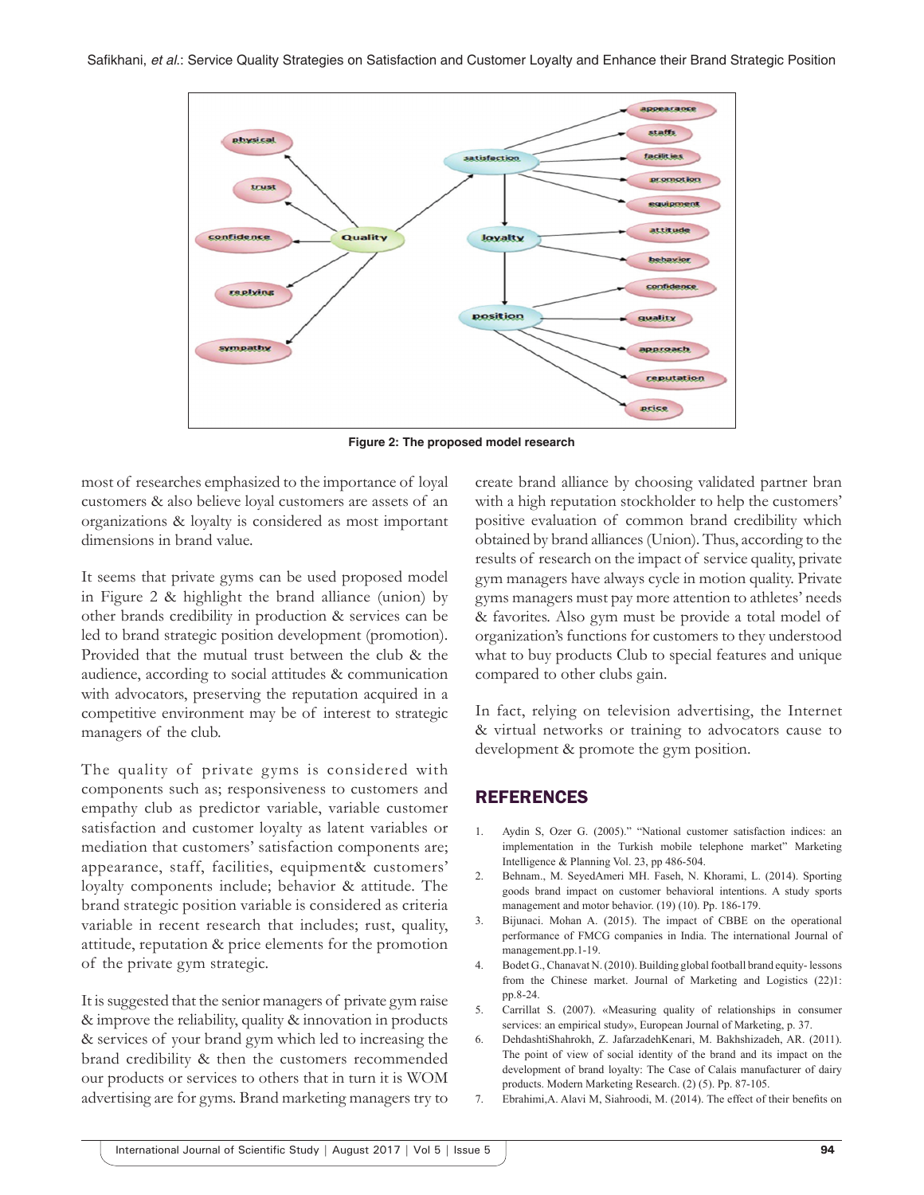Figure 2: The proposed model research

most of researches emphasized to the importance of loyal customers & also believe loyal customers are assets of an organizations & loyalty is considered as most important dimensions in brand value.

It seems that private gyms can be used proposed model in Figure 2 & highlight the brand alliance (union) by other brands credibility in production & services can be led to brand strategic position development (promotion). Provided that the mutual trust between the club & the audience, according to social attitudes & communication with advocators, preserving the reputation acquired in a competitive environment may be of interest to strategic managers of the club.

The quality of private gyms is considered with components such as; responsiveness to customers and empathy club as predictor variable, variable customer satisfaction and customer loyalty as latent variables or mediation that customers' satisfaction components are; appearance, staff, facilities, equipment& customers' loyalty components include; behavior & attitude. The brand strategic position variable is considered as criteria variable in recent research that includes; rust, quality, attitude, reputation & price elements for the promotion of the private gym strategic.

It is suggested that the senior managers of private gym raise & improve the reliability, quality & innovation in products & services of your brand gym which led to increasing the brand credibility & then the customers recommended our products or services to others that in turn it is WOM advertising are for gyms. Brand marketing managers try to create brand alliance by choosing validated partner bran with a high reputation stockholder to help the customers' positive evaluation of common brand credibility which obtained by brand alliances (Union). Thus, according to the results of research on the impact of service quality, private gym managers have always cycle in motion quality. Private gyms managers must pay more attention to athletes' needs & favorites. Also gym must be provide a total model of organization's functions for customers to they understood what to buy products Club to special features and unique compared to other clubs gain.

In fact, relying on television advertising, the Internet & virtual networks or training to advocators cause to development & promote the gym position.

## REFERENCES

1. Aydin S, Ozer G. (2005)." "National customer satisfaction indices: an implementation in the Turkish mobile telephone market" Marketing Intelligence & Planning Vol. 23, pp 486-504.
2. Behnam., M. SeyedAmeri MH. Faseh, N. Khorami, L. (2014). Sporting goods brand impact on customer behavioral intentions. A study sports management and motor behavior. (19) (10). Pp. 186-179.
3. Bijunaci. Mohan A. (2015). The impact of CBBE on the operational performance of FMCG companies in India. The international Journal of management.pp.1-19.
4. Bodet G., Chanavat N. (2010). Building global football brand equity- lessons from the Chinese market. Journal of Marketing and Logistics (22)1: pp.8-24.
5. Carrillat S. (2007). «Measuring quality of relationships in consumer services: an empirical study», European Journal of Marketing, p. 37.
6. DehdashtiShahrokh, Z. JafarzadehKenari, M. Bakhshizadeh, AR. (2011). The point of view of social identity of the brand and its impact on the development of brand loyalty: The Case of Calais manufacturer of dairy products. Modern Marketing Research. (2) (5). Pp. 87-105.
7. Ebrahimi,A. Alavi M, Siahroodi, M. (2014). The effect of their benefits on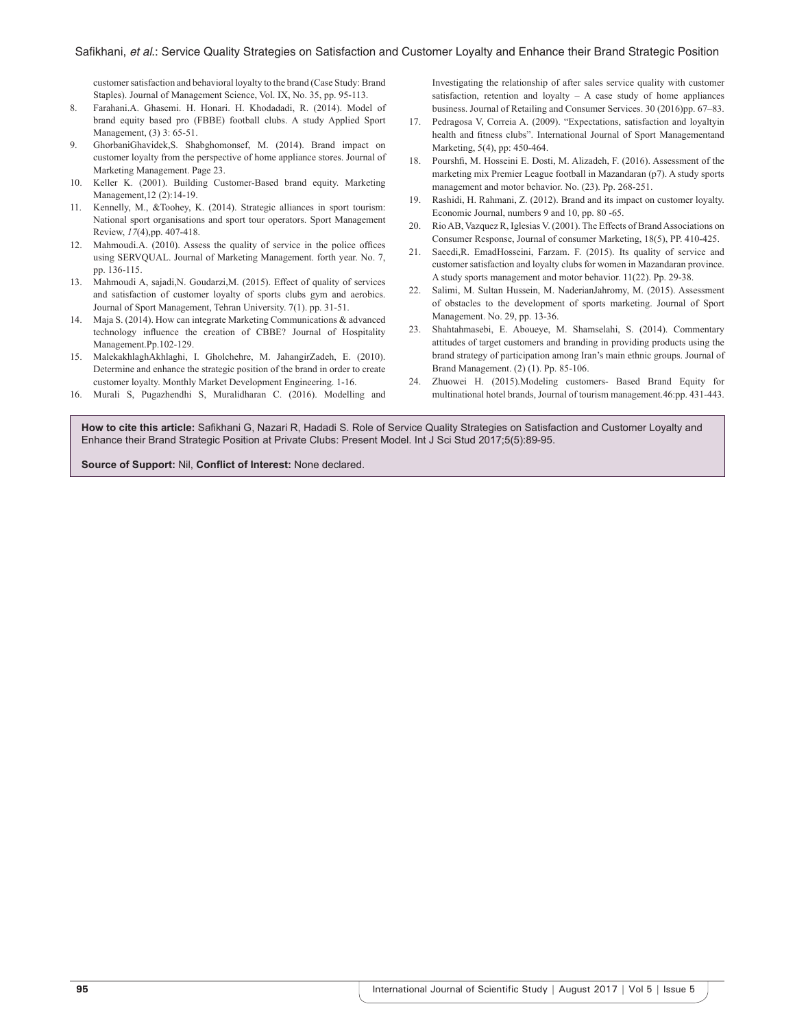customer satisfaction and behavioral loyalty to the brand (Case Study: Brand Staples). Journal of Management Science, Vol. IX, No. 35, pp. 95-113.

8. Farahani.A. Ghasemi. H. Honari. H. Khodadadi, R. (2014). Model of brand equity based pro (FBBE) football clubs. A study Applied Sport Management, (3) 3: 65-51.
9. GhorbaniGhavidek,S. Shabghomonsef, M. (2014). Brand impact on customer loyalty from the perspective of home appliance stores. Journal of Marketing Management. Page 23.
10. Keller K. (2001). Building Customer-Based brand equity. Marketing Management,12 (2):14-19.
11. Kennelly, M., &Toohey, K. (2014). Strategic alliances in sport tourism: National sport organisations and sport tour operators. Sport Management Review, *17*(4),pp. 407-418.
12. Mahmoudi.A. (2010). Assess the quality of service in the police offices using SERVQUAL. Journal of Marketing Management. forth year. No. 7, pp. 136-115.
13. Mahmoudi A, sajadi,N. Goudarzi,M. (2015). Effect of quality of services and satisfaction of customer loyalty of sports clubs gym and aerobics. Journal of Sport Management, Tehran University. 7(1). pp. 31-51.
14. Maja S. (2014). How can integrate Marketing Communications & advanced technology influence the creation of CBBE? Journal of Hospitality Management.Pp.102-129.
15. MalekakhlaghAkhlaghi, I. Gholchehre, M. JahangirZadeh, E. (2010). Determine and enhance the strategic position of the brand in order to create customer loyalty. Monthly Market Development Engineering. 1-16.
16. Murali S, Pugazhendhi S, Muralidharan C. (2016). Modelling and Investigating the relationship of after sales service quality with customer satisfaction, retention and loyalty – A case study of home appliances business. Journal of Retailing and Consumer Services. 30 (2016)pp. 67–83.
17. Pedragosa V, Correia A. (2009). "Expectations, satisfaction and loyaltyin health and fitness clubs". International Journal of Sport Managementand Marketing, 5(4), pp: 450-464.
18. Pourshfi, M. Hosseini E. Dosti, M. Alizadeh, F. (2016). Assessment of the marketing mix Premier League football in Mazandaran (p7). A study sports management and motor behavior. No. (23). Pp. 268-251.
19. Rashidi, H. Rahmani, Z. (2012). Brand and its impact on customer loyalty. Economic Journal, numbers 9 and 10, pp. 80 -65.
20. Rio AB, Vazquez R, Iglesias V. (2001). The Effects of Brand Associations on Consumer Response, Journal of consumer Marketing, 18(5), PP. 410-425.
21. Saeedi,R. EmadHosseini, Farzam. F. (2015). Its quality of service and customer satisfaction and loyalty clubs for women in Mazandaran province. A study sports management and motor behavior. 11(22). Pp. 29-38.
22. Salimi, M. Sultan Hussein, M. NaderianJahromy, M. (2015). Assessment of obstacles to the development of sports marketing. Journal of Sport Management. No. 29, pp. 13-36.
23. Shahtahmasebi, E. Aboueye, M. Shamselahi, S. (2014). Commentary attitudes of target customers and branding in providing products using the brand strategy of participation among Iran's main ethnic groups. Journal of Brand Management. (2) (1). Pp. 85-106.
24. Zhuowei H. (2015).Modeling customers- Based Brand Equity for multinational hotel brands, Journal of tourism management.46:pp. 431-443.

**How to cite this article:** Safikhani G, Nazari R, Hadadi S. Role of Service Quality Strategies on Satisfaction and Customer Loyalty and Enhance their Brand Strategic Position at Private Clubs: Present Model. Int J Sci Stud 2017;5(5):89-95.

**Source of Support:** Nil, **Conflict of Interest:** None declared.